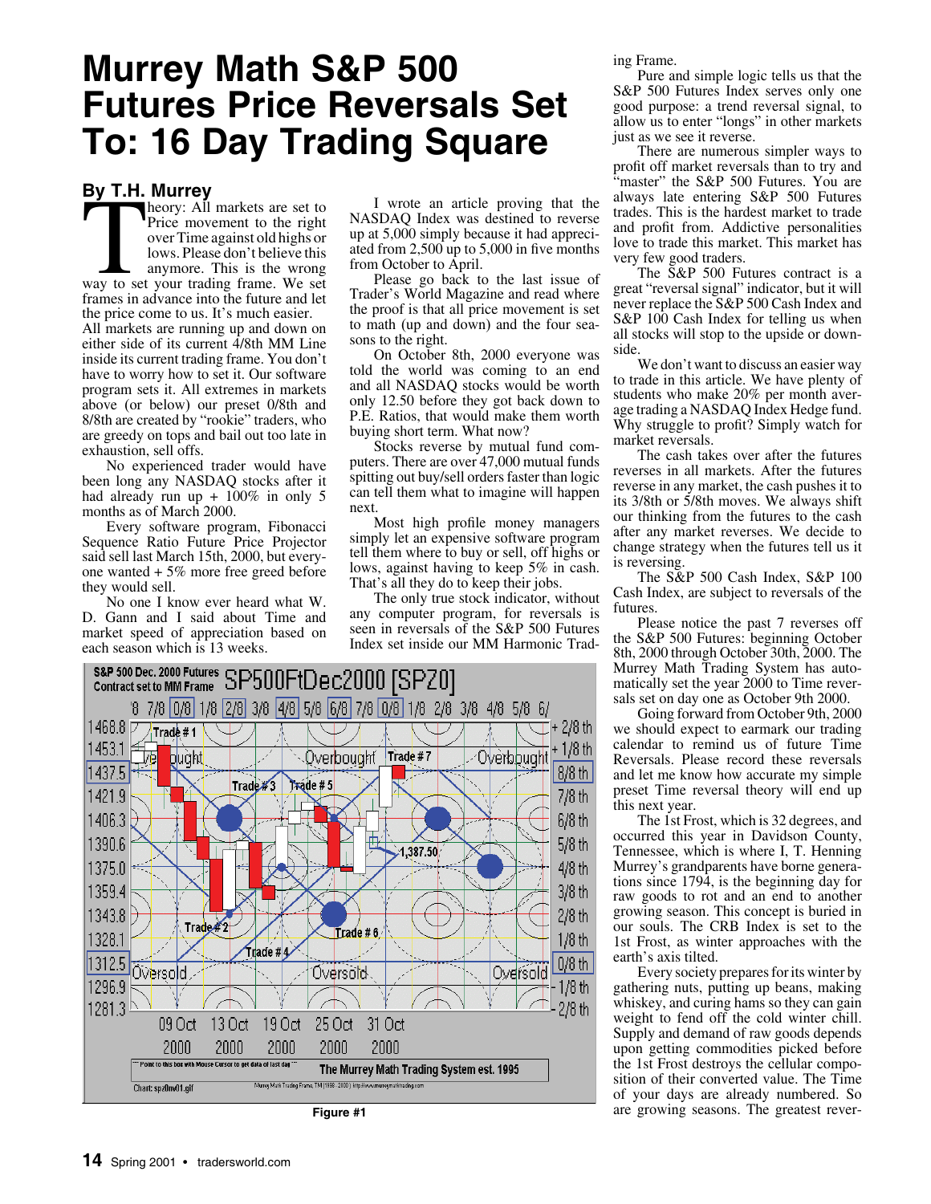# Murrey Math S&P 500 Futures Price Reversals Set To: 16 Day Trading Square

**By T.H. Murrey**

Theory: All markets are set to Price movement to the right over Time against old highs or lows. Please don't believe this anymore. This is the wrong way to set your trading frame. We set frames in advance into the future and let the price come to us. It's much easier. All markets are running up and down on either side of its current 4/8th MM Line inside its current trading frame. You don't have to worry how to set it. Our software program sets it. All extremes in markets above (or below) our preset 0/8th and 8/8th are created by "rookie" traders, who are greedy on tops and bail out too late in exhaustion, sell offs.

No experienced trader would have been long any NASDAQ stocks after it had already run up + 100% in only 5 months as of March 2000.

Every software program, Fibonacci Sequence Ratio Future Price Projector said sell last March 15th, 2000, but everyone wanted + 5% more free greed before they would sell.

No one I know ever heard what W. D. Gann and I said about Time and market speed of appreciation based on each season which is 13 weeks.

I wrote an article proving that the NASDAQ Index was destined to reverse up at 5,000 simply because it had appreciated from 2,500 up to 5,000 in five months from October to April.

Please go back to the last issue of Trader's World Magazine and read where the proof is that all price movement is set to math (up and down) and the four seasons to the right.

On October 8th, 2000 everyone was told the world was coming to an end and all NASDAQ stocks would be worth only 12.50 before they got back down to P.E. Ratios, that would make them worth buying short term. What now?

Stocks reverse by mutual fund computers. There are over 47,000 mutual funds spitting out buy/sell orders faster than logic can tell them what to imagine will happen next.

Most high profile money managers simply let an expensive software program tell them where to buy or sell, off highs or lows, against having to keep 5% in cash. That's all they do to keep their jobs.

The only true stock indicator, without any computer program, for reversals is seen in reversals of the S&P 500 Futures Index set inside our MM Harmonic Trading Frame.

Pure and simple logic tells us that the S&P 500 Futures Index serves only one good purpose: a trend reversal signal, to allow us to enter "longs" in other markets just as we see it reverse.

There are numerous simpler ways to profit off market reversals than to try and "master" the S&P 500 Futures. You are always late entering S&P 500 Futures trades. This is the hardest market to trade and profit from. Addictive personalities love to trade this market. This market has very few good traders.

The S&P 500 Futures contract is a great "reversal signal" indicator, but it will never replace the S&P 500 Cash Index and S&P 100 Cash Index for telling us when all stocks will stop to the upside or downside.

We don't want to discuss an easier way to trade in this article. We have plenty of students who make 20% per month average trading a NASDAQ Index Hedge fund. Why struggle to profit? Simply watch for market reversals.

The cash takes over after the futures reverses in all markets. After the futures reverse in any market, the cash pushes it to its 3/8th or 5/8th moves. We always shift our thinking from the futures to the cash after any market reverses. We decide to change strategy when the futures tell us it is reversing.

The S&P 500 Cash Index, S&P 100 Cash Index, are subject to reversals of the futures.

Please notice the past 7 reverses off the S&P 500 Futures: beginning October 8th, 2000 through October 30th, 2000. The Murrey Math Trading System has automatically set the year 2000 to Time reversals set on day one as October 9th 2000.

Going forward from October 9th, 2000 we should expect to earmark our trading calendar to remind us of future Time Reversals. Please record these reversals and let me know how accurate my simple preset Time reversal theory will end up this next year.

The 1st Frost, which is 32 degrees, and occurred this year in Davidson County, Tennessee, which is where I, T. Henning Murrey's grandparents have borne generations since 1794, is the beginning day for raw goods to rot and an end to another growing season. This concept is buried in our souls. The CRB Index is set to the 1st Frost, as winter approaches with the earth's axis tilted.

Every society prepares for its winter by gathering nuts, putting up beans, making whiskey, and curing hams so they can gain weight to fend off the cold winter chill. Supply and demand of raw goods depends upon getting commodities picked before the 1st Frost destroys the cellular composition of their converted value. The Time of your days are already numbered. So are growing seasons. The greatest rever-

Figure #1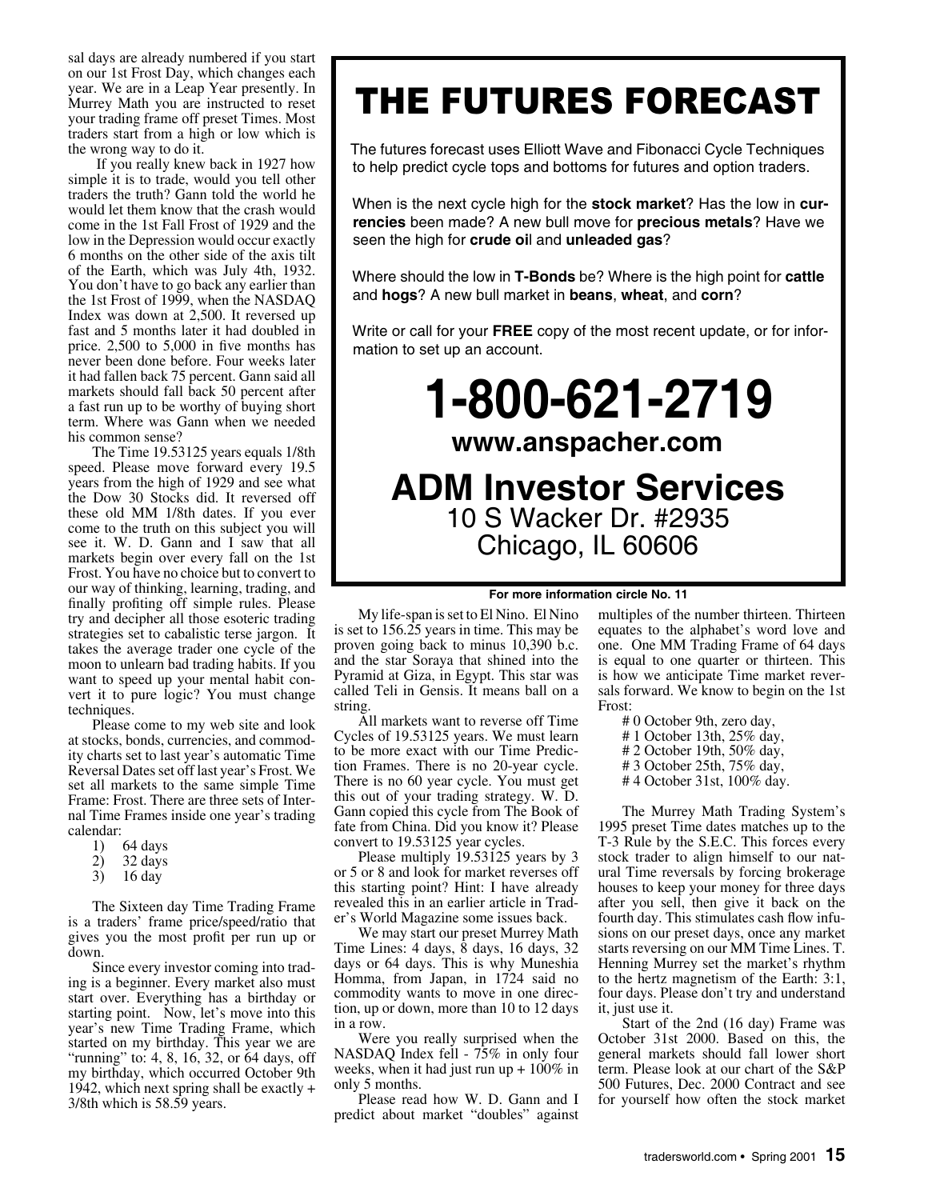sal days are already numbered if you start on our 1st Frost Day, which changes each year. We are in a Leap Year presently. In Murrey Math you are instructed to reset your trading frame off preset Times. Most traders start from a high or low which is the wrong way to do it.

If you really knew back in 1927 how simple it is to trade, would you tell other traders the truth? Gann told the world he would let them know that the crash would come in the 1st Fall Frost of 1929 and the low in the Depression would occur exactly 6 months on the other side of the axis tilt of the Earth, which was July 4th, 1932. You don't have to go back any earlier than the 1st Frost of 1999, when the NASDAQ Index was down at 2,500. It reversed up fast and 5 months later it had doubled in price. 2,500 to 5,000 in five months has never been done before. Four weeks later it had fallen back 75 percent. Gann said all markets should fall back 50 percent after a fast run up to be worthy of buying short term. Where was Gann when we needed his common sense?

The Time 19.53125 years equals 1/8th speed. Please move forward every 19.5 years from the high of 1929 and see what the Dow 30 Stocks did. It reversed off these old MM 1/8th dates. If you ever come to the truth on this subject you will see it. W. D. Gann and I saw that all markets begin over every fall on the 1st Frost. You have no choice but to convert to our way of thinking, learning, trading, and finally profiting off simple rules. Please try and decipher all those esoteric trading strategies set to cabalistic terse jargon. It takes the average trader one cycle of the moon to unlearn bad trading habits. If you want to speed up your mental habit convert it to pure logic? You must change techniques.

Please come to my web site and look at stocks, bonds, currencies, and commodity charts set to last year's automatic Time Reversal Dates set off last year's Frost. We set all markets to the same simple Time Frame: Frost. There are three sets of Internal Time Frames inside one year's trading calendar:

1) 64 days
2) 32 days
3) 16 day

The Sixteen day Time Trading Frame is a traders' frame price/speed/ratio that gives you the most profit per run up or down.

Since every investor coming into trading is a beginner. Every market also must start over. Everything has a birthday or starting point. Now, let's move into this year's new Time Trading Frame, which started on my birthday. This year we are "running" to: 4, 8, 16, 32, or 64 days, off my birthday, which occurred October 9th 1942, which next spring shall be exactly + 3/8th which is 58.59 years.

# THE FUTURES FORECAST

The futures forecast uses Elliott Wave and Fibonacci Cycle Techniques to help predict cycle tops and bottoms for futures and option traders.

When is the next cycle high for the **stock market**? Has the low in **currencies** been made? A new bull move for **precious metals**? Have we seen the high for **crude oil** and **unleaded gas**?

Where should the low in **T-Bonds** be? Where is the high point for **cattle** and **hogs**? A new bull market in **beans**, **wheat**, and **corn**?

Write or call for your **FREE** copy of the most recent update, or for information to set up an account.

# 1-800-621-2719

## www.anspacher.com

# ADM Investor Services

10 S Wacker Dr. #2935
Chicago, IL 60606

**For more information circle No. 11**

My life-span is set to El Nino. El Nino is set to 156.25 years in time. This may be proven going back to minus 10,390 b.c. and the star Soraya that shined into the Pyramid at Giza, in Egypt. This star was called Teli in Gensis. It means ball on a string.

All markets want to reverse off Time Cycles of 19.53125 years. We must learn to be more exact with our Time Prediction Frames. There is no 20-year cycle. There is no 60 year cycle. You must get this out of your trading strategy. W. D. Gann copied this cycle from The Book of fate from China. Did you know it? Please convert to 19.53125 year cycles.

Please multiply 19.53125 years by 3 or 5 or 8 and look for market reverses off this starting point? Hint: I have already revealed this in an earlier article in Trader's World Magazine some issues back.

We may start our preset Murrey Math Time Lines: 4 days, 8 days, 16 days, 32 days or 64 days. This is why Muneshia Homma, from Japan, in 1724 said no commodity wants to move in one direction, up or down, more than 10 to 12 days in a row.

Were you really surprised when the NASDAQ Index fell - 75% in only four weeks, when it had just run up + 100% in only 5 months.

Please read how W. D. Gann and I predict about market "doubles" against multiples of the number thirteen. Thirteen equates to the alphabet's word love and one. One MM Trading Frame of 64 days is equal to one quarter or thirteen. This is how we anticipate Time market reversals forward. We know to begin on the 1st Frost:

- # 0 October 9th, zero day,
- # 1 October 13th, 25% day,
- # 2 October 19th, 50% day,
- # 3 October 25th, 75% day,
- # 4 October 31st, 100% day.

The Murrey Math Trading System's 1995 preset Time dates matches up to the T-3 Rule by the S.E.C. This forces every stock trader to align himself to our natural Time reversals by forcing brokerage houses to keep your money for three days after you sell, then give it back on the fourth day. This stimulates cash flow infusions on our preset days, once any market starts reversing on our MM Time Lines. T. Henning Murrey set the market's rhythm to the hertz magnetism of the Earth: 3:1, four days. Please don't try and understand it, just use it.

Start of the 2nd (16 day) Frame was October 31st 2000. Based on this, the general markets should fall lower short term. Please look at our chart of the S&P 500 Futures, Dec. 2000 Contract and see for yourself how often the stock market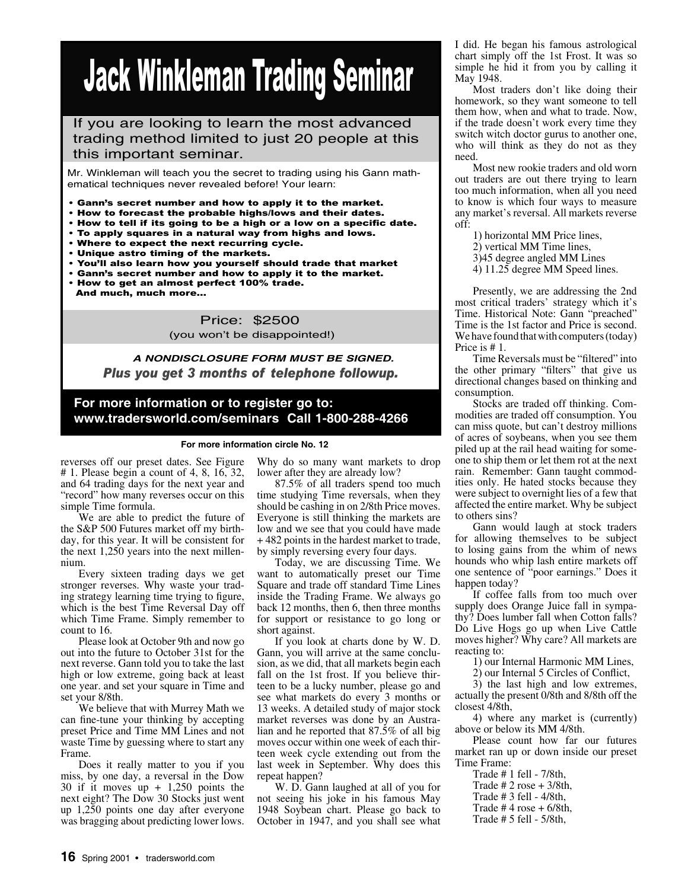# Jack Winkleman Trading Seminar

If you are looking to learn the most advanced trading method limited to just 20 people at this this important seminar.

Mr. Winkleman will teach you the secret to trading using his Gann mathematical techniques never revealed before! Your learn:

- **Gann's secret number and how to apply it to the market.**
- **How to forecast the probable highs/lows and their dates.**
- **How to tell if its going to be a high or a low on a specific date.**
- **To apply squares in a natural way from highs and lows.**
- **Where to expect the next recurring cycle.**
- **Unique astro timing of the markets.**
- **You'll also learn how you yourself should trade that market**
- **Gann's secret number and how to apply it to the market.**
- **How to get an almost perfect 100% trade.**
  **And much, much more...**

Price: $2500
(you won't be disappointed!)

***A NONDISCLOSURE FORM MUST BE SIGNED.***
***Plus you get 3 months of telephone followup.***

**For more information or to register go to:**
**www.tradersworld.com/seminars Call 1-800-288-4266**

**For more information circle No. 12**

reverses off our preset dates. See Figure # 1. Please begin a count of 4, 8, 16, 32, and 64 trading days for the next year and "record" how many reverses occur on this simple Time formula.

We are able to predict the future of the S&P 500 Futures market off my birthday, for this year. It will be consistent for the next 1,250 years into the next millennium.

Every sixteen trading days we get stronger reverses. Why waste your trading strategy learning time trying to figure, which is the best Time Reversal Day off which Time Frame. Simply remember to count to 16.

Please look at October 9th and now go out into the future to October 31st for the next reverse. Gann told you to take the last high or low extreme, going back at least one year. and set your square in Time and set your 8/8th.

We believe that with Murrey Math we can fine-tune your thinking by accepting preset Price and Time MM Lines and not waste Time by guessing where to start any Frame.

Does it really matter to you if you miss, by one day, a reversal in the Dow 30 if it moves up + 1,250 points the next eight? The Dow 30 Stocks just went up 1,250 points one day after everyone was bragging about predicting lower lows. Why do so many want markets to drop lower after they are already low?

87.5% of all traders spend too much time studying Time reversals, when they should be cashing in on 2/8th Price moves. Everyone is still thinking the markets are low and we see that you could have made + 482 points in the hardest market to trade, by simply reversing every four days.

Today, we are discussing Time. We want to automatically preset our Time Square and trade off standard Time Lines inside the Trading Frame. We always go back 12 months, then 6, then three months for support or resistance to go long or short against.

If you look at charts done by W. D. Gann, you will arrive at the same conclusion, as we did, that all markets begin each fall on the 1st frost. If you believe thirteen to be a lucky number, please go and see what markets do every 3 months or 13 weeks. A detailed study of major stock market reverses was done by an Australian and he reported that 87.5% of all big moves occur within one week of each thirteen week cycle extending out from the last week in September. Why does this repeat happen?

W. D. Gann laughed at all of you for not seeing his joke in his famous May 1948 Soybean chart. Please go back to October in 1947, and you shall see what I did. He began his famous astrological chart simply off the 1st Frost. It was so simple he hid it from you by calling it May 1948.

Most traders don't like doing their homework, so they want someone to tell them how, when and what to trade. Now, if the trade doesn't work every time they switch witch doctor gurus to another one, who will think as they do not as they need.

Most new rookie traders and old worn out traders are out there trying to learn too much information, when all you need to know is which four ways to measure any market's reversal. All markets reverse off:

1) horizontal MM Price lines,
2) vertical MM Time lines,
3)45 degree angled MM Lines
4) 11.25 degree MM Speed lines.

Presently, we are addressing the 2nd most critical traders' strategy which it's Time. Historical Note: Gann "preached" Time is the 1st factor and Price is second. We have found that with computers (today) Price is # 1.

Time Reversals must be "filtered" into the other primary "filters" that give us directional changes based on thinking and consumption.

Stocks are traded off thinking. Commodities are traded off consumption. You can miss quote, but can't destroy millions of acres of soybeans, when you see them piled up at the rail head waiting for someone to ship them or let them rot at the next rain. Remember: Gann taught commodities only. He hated stocks because they were subject to overnight lies of a few that affected the entire market. Why be subject to others sins?

Gann would laugh at stock traders for allowing themselves to be subject to losing gains from the whim of news hounds who whip lash entire markets off one sentence of "poor earnings." Does it happen today?

If coffee falls from too much over supply does Orange Juice fall in sympathy? Does lumber fall when Cotton falls? Do Live Hogs go up when Live Cattle moves higher? Why care? All markets are reacting to:

1) our Internal Harmonic MM Lines,
2) our Internal 5 Circles of Conflict,
3) the last high and low extremes, actually the present 0/8th and 8/8th off the closest 4/8th,
4) where any market is (currently) above or below its MM 4/8th.

Please count how far our futures market ran up or down inside our preset Time Frame:

Trade # 1 fell - 7/8th,
Trade # 2 rose + 3/8th,
Trade # 3 fell - 4/8th,
Trade # 4 rose + 6/8th,
Trade # 5 fell - 5/8th,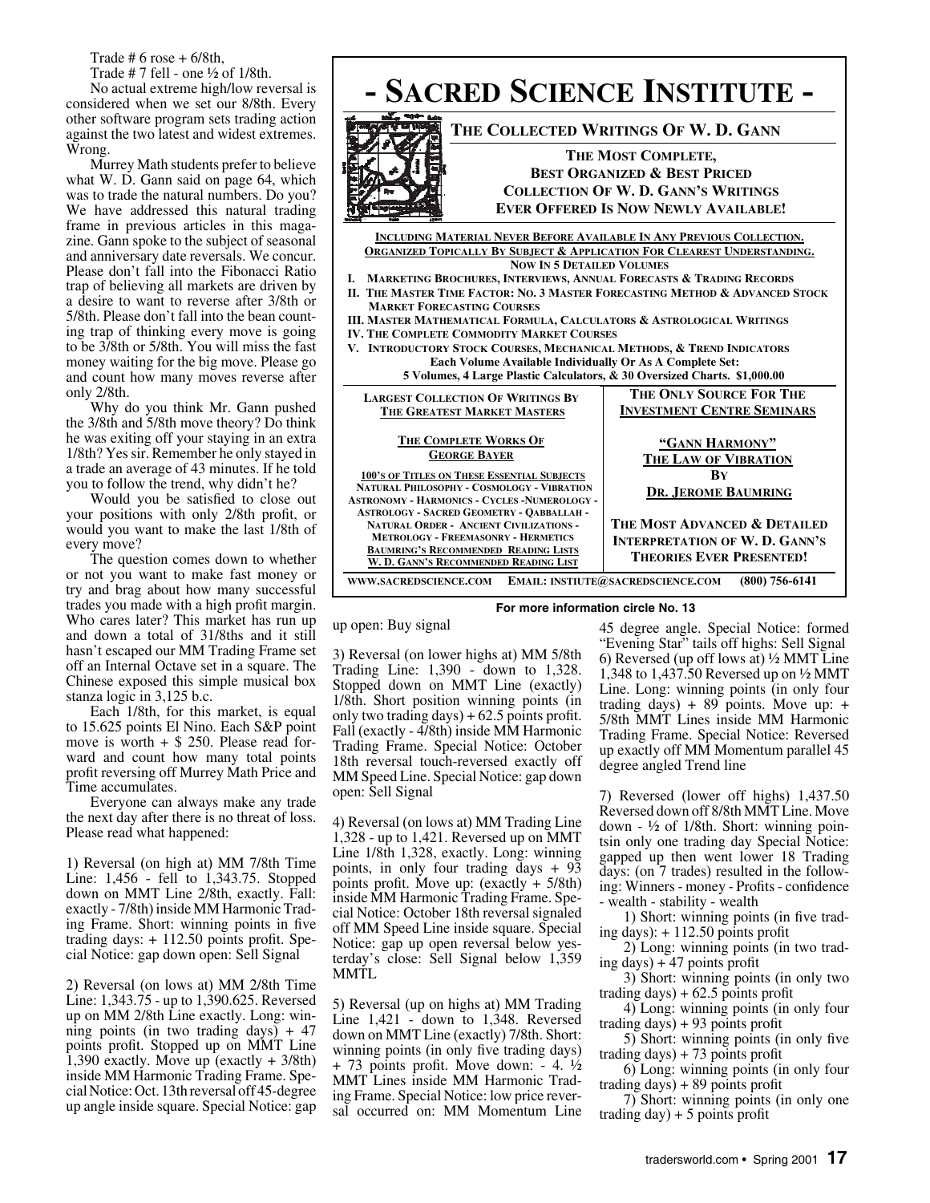Trade # 6 rose + 6/8th,

Trade # 7 fell - one ½ of 1/8th.

No actual extreme high/low reversal is considered when we set our 8/8th. Every other software program sets trading action against the two latest and widest extremes. Wrong.

Murrey Math students prefer to believe what W. D. Gann said on page 64, which was to trade the natural numbers. Do you? We have addressed this natural trading frame in previous articles in this magazine. Gann spoke to the subject of seasonal and anniversary date reversals. We concur. Please don't fall into the Fibonacci Ratio trap of believing all markets are driven by a desire to want to reverse after 3/8th or 5/8th. Please don't fall into the bean counting trap of thinking every move is going to be 3/8th or 5/8th. You will miss the fast money waiting for the big move. Please go and count how many moves reverse after only 2/8th.

Why do you think Mr. Gann pushed the 3/8th and 5/8th move theory? Do think he was exiting off your staying in an extra 1/8th? Yes sir. Remember he only stayed in a trade an average of 43 minutes. If he told you to follow the trend, why didn't he?

Would you be satisfied to close out your positions with only 2/8th profit, or would you want to make the last 1/8th of every move?

The question comes down to whether or not you want to make fast money or try and brag about how many successful trades you made with a high profit margin. Who cares later? This market has run up and down a total of 31/8ths and it still hasn't escaped our MM Trading Frame set off an Internal Octave set in a square. The Chinese exposed this simple musical box stanza logic in 3,125 b.c.

Each 1/8th, for this market, is equal to 15.625 points El Nino. Each S&P point move is worth + $ 250. Please read forward and count how many total points profit reversing off Murrey Math Price and Time accumulates.

Everyone can always make any trade the next day after there is no threat of loss. Please read what happened:

1) Reversal (on high at) MM 7/8th Time Line: 1,456 - fell to 1,343.75. Stopped down on MMT Line 2/8th, exactly. Fall: exactly - 7/8th) inside MM Harmonic Trading Frame. Short: winning points in five trading days: + 112.50 points profit. Special Notice: gap down open: Sell Signal

2) Reversal (on lows at) MM 2/8th Time Line: 1,343.75 - up to 1,390.625. Reversed up on MM 2/8th Line exactly. Long: winning points (in two trading days) + 47 points profit. Stopped up on MMT Line 1,390 exactly. Move up (exactly + 3/8th) inside MM Harmonic Trading Frame. Special Notice: Oct. 13th reversal off 45-degree up angle inside square. Special Notice: gap up open: Buy signal

3) Reversal (on lower highs at) MM 5/8th Trading Line: 1,390 - down to 1,328. Stopped down on MMT Line (exactly) 1/8th. Short position winning points (in only two trading days) + 62.5 points profit. Fall (exactly - 4/8th) inside MM Harmonic Trading Frame. Special Notice: October 18th reversal touch-reversed exactly off MM Speed Line. Special Notice: gap down open: Sell Signal

4) Reversal (on lows at) MM Trading Line 1,328 - up to 1,421. Reversed up on MMT Line 1/8th 1,328, exactly. Long: winning points, in only four trading days + 93 points profit. Move up: (exactly + 5/8th) inside MM Harmonic Trading Frame. Special Notice: October 18th reversal signaled off MM Speed Line inside square. Special Notice: gap up open reversal below yesterday's close: Sell Signal below 1,359 MMTL

5) Reversal (up on highs at) MM Trading Line 1,421 - down to 1,348. Reversed down on MMT Line (exactly) 7/8th. Short: winning points (in only five trading days) + 73 points profit. Move down: - 4. ½ MMT Lines inside MM Harmonic Trading Frame. Special Notice: low price reversal occurred on: MM Momentum Line 45 degree angle. Special Notice: formed "Evening Star" tails off highs: Sell Signal

6) Reversed (up off lows at) ½ MMT Line 1,348 to 1,437.50 Reversed up on ½ MMT Line. Long: winning points (in only four trading days) + 89 points. Move up: + 5/8th MMT Lines inside MM Harmonic Trading Frame. Special Notice: Reversed up exactly off MM Momentum parallel 45 degree angled Trend line

7) Reversed (lower off highs) 1,437.50 Reversed down off 8/8th MMT Line. Move down - ½ of 1/8th. Short: winning pointsin only one trading day Special Notice: gapped up then went lower 18 Trading days: (on 7 trades) resulted in the following: Winners - money - Profits - confidence - wealth - stability - wealth

1) Short: winning points (in five trading days): + 112.50 points profit

2) Long: winning points (in two trading days) + 47 points profit

3) Short: winning points (in only two trading days) + 62.5 points profit

4) Long: winning points (in only four trading days) + 93 points profit

5) Short: winning points (in only five trading days) + 73 points profit

6) Long: winning points (in only four trading days) + 89 points profit

7) Short: winning points (in only one trading day) + 5 points profit

---

# - SACRED SCIENCE INSTITUTE -

## THE COLLECTED WRITINGS OF W. D. GANN

**THE MOST COMPLETE, BEST ORGANIZED & BEST PRICED COLLECTION OF W. D. GANN'S WRITINGS EVER OFFERED IS NOW NEWLY AVAILABLE!**

INCLUDING MATERIAL NEVER BEFORE AVAILABLE IN ANY PREVIOUS COLLECTION.
ORGANIZED TOPICALLY BY SUBJECT & APPLICATION FOR CLEAREST UNDERSTANDING.
NOW IN 5 DETAILED VOLUMES

I. MARKETING BROCHURES, INTERVIEWS, ANNUAL FORECASTS & TRADING RECORDS
II. THE MASTER TIME FACTOR: NO. 3 MASTER FORECASTING METHOD & ADVANCED STOCK MARKET FORECASTING COURSES
III. MASTER MATHEMATICAL FORMULA, CALCULATORS & ASTROLOGICAL WRITINGS
IV. THE COMPLETE COMMODITY MARKET COURSES
V. INTRODUCTORY STOCK COURSES, MECHANICAL METHODS, & TREND INDICATORS

Each Volume Available Individually Or As A Complete Set:
5 Volumes, 4 Large Plastic Calculators, & 30 Oversized Charts. $1,000.00

**LARGEST COLLECTION OF WRITINGS BY THE GREATEST MARKET MASTERS**

THE COMPLETE WORKS OF GEORGE BAYER

100'S OF TITLES ON THESE ESSENTIAL SUBJECTS
NATURAL PHILOSOPHY - COSMOLOGY - VIBRATION
ASTRONOMY - HARMONICS - CYCLES -NUMEROLOGY -
ASTROLOGY - SACRED GEOMETRY - QABBALAH -
NATURAL ORDER - ANCIENT CIVILIZATIONS -
METROLOGY - FREEMASONRY - HERMETICS
BAUMRING'S RECOMMENDED READING LISTS
W. D. GANN'S RECOMMENDED READING LIST

**THE ONLY SOURCE FOR THE INVESTMENT CENTRE SEMINARS**

"GANN HARMONY"
THE LAW OF VIBRATION
BY
DR. JEROME BAUMRING

THE MOST ADVANCED & DETAILED INTERPRETATION OF W. D. GANN'S THEORIES EVER PRESENTED!

WWW.SACREDSCIENCE.COM EMAIL: INSTITUTE@SACREDSCIENCE.COM (800) 756-6141

**For more information circle No. 13**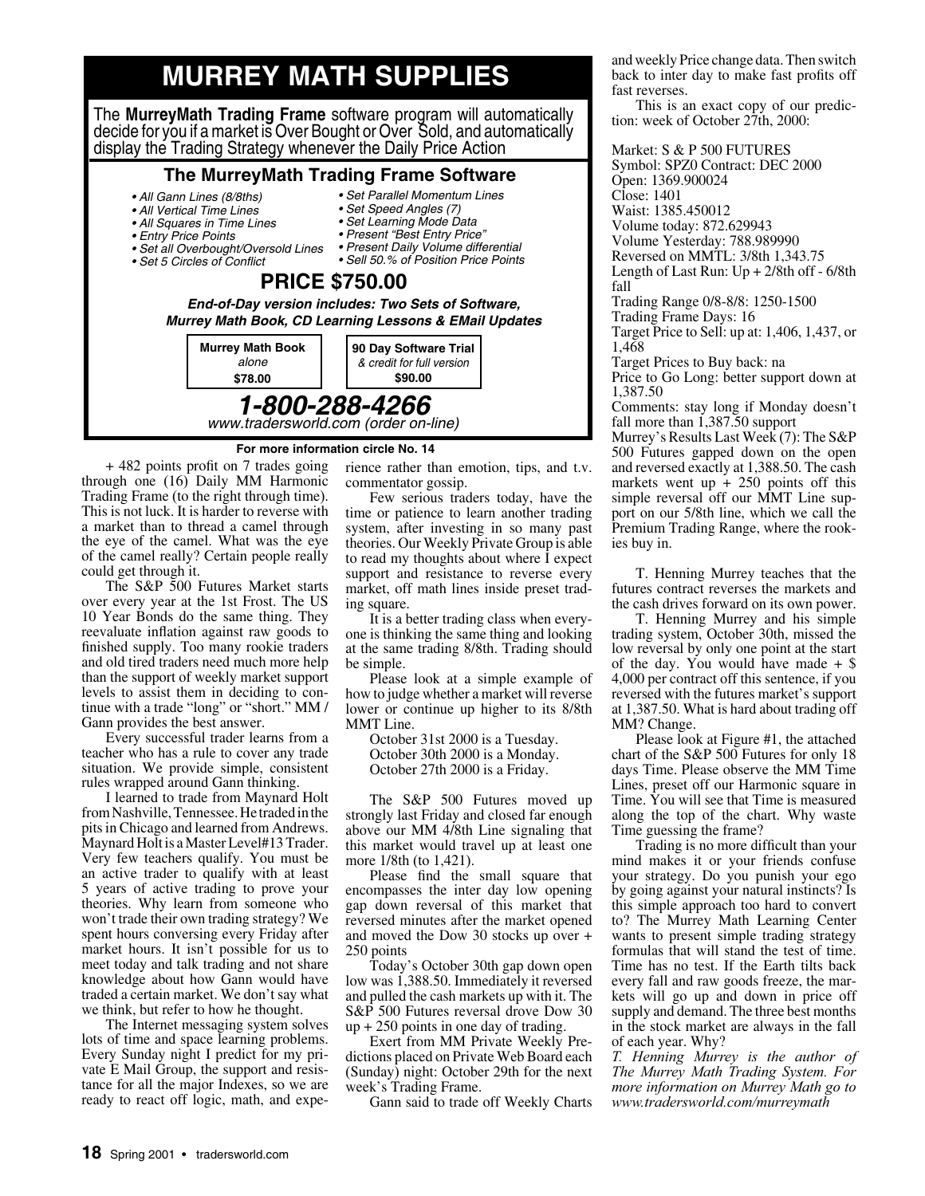# MURREY MATH SUPPLIES

The **MurreyMath Trading Frame** software program will automatically decide for you if a market is Over Bought or Over Sold, and automatically display the Trading Strategy whenever the Daily Price Action

## The MurreyMath Trading Frame Software

- *All Gann Lines (8/8ths)*
- *All Vertical Time Lines*
- *All Squares in Time Lines*
- *Entry Price Points*
- *Set all Overbought/Oversold Lines*
- *Set 5 Circles of Conflict*
- *Set Parallel Momentum Lines*
- *Set Speed Angles (7)*
- *Set Learning Mode Data*
- *Present "Best Entry Price"*
- *Present Daily Volume differential*
- *Sell 50.% of Position Price Points*

## PRICE $750.00

***End-of-Day version includes: Two Sets of Software, Murrey Math Book, CD Learning Lessons & EMail Updates***

**Murrey Math Book**
*alone*
**$78.00**

**90 Day Software Trial**
*& credit for full version*
**$90.00**

***1-800-288-4266***
*www.tradersworld.com (order on-line)*

**For more information circle No. 14**

+ 482 points profit on 7 trades going through one (16) Daily MM Harmonic Trading Frame (to the right through time). This is not luck. It is harder to reverse with a market than to thread a camel through the eye of the camel. What was the eye of the camel really? Certain people really could get through it.

The S&P 500 Futures Market starts over every year at the 1st Frost. The US 10 Year Bonds do the same thing. They reevaluate inflation against raw goods to finished supply. Too many rookie traders and old tired traders need much more help than the support of weekly market support levels to assist them in deciding to continue with a trade "long" or "short." MM / Gann provides the best answer.

Every successful trader learns from a teacher who has a rule to cover any trade situation. We provide simple, consistent rules wrapped around Gann thinking.

I learned to trade from Maynard Holt from Nashville, Tennessee. He traded in the pits in Chicago and learned from Andrews. Maynard Holt is a Master Level#13 Trader. Very few teachers qualify. You must be an active trader to qualify with at least 5 years of active trading to prove your theories. Why learn from someone who won't trade their own trading strategy? We spent hours conversing every Friday after market hours. It isn't possible for us to meet today and talk trading and not share knowledge about how Gann would have traded a certain market. We don't say what we think, but refer to how he thought.

The Internet messaging system solves lots of time and space learning problems. Every Sunday night I predict for my private E Mail Group, the support and resistance for all the major Indexes, so we are ready to react off logic, math, and experience rather than emotion, tips, and t.v. commentator gossip.

Few serious traders today, have the time or patience to learn another trading system, after investing in so many past theories. Our Weekly Private Group is able to read my thoughts about where I expect support and resistance to reverse every market, off math lines inside preset trading square.

It is a better trading class when everyone is thinking the same thing and looking at the same trading 8/8th. Trading should be simple.

Please look at a simple example of how to judge whether a market will reverse lower or continue up higher to its 8/8th MMT Line.

October 31st 2000 is a Tuesday.
October 30th 2000 is a Monday.
October 27th 2000 is a Friday.

The S&P 500 Futures moved up strongly last Friday and closed far enough above our MM 4/8th Line signaling that this market would travel up at least one more 1/8th (to 1,421).

Please find the small square that encompasses the inter day low opening gap down reversal of this market that reversed minutes after the market opened and moved the Dow 30 stocks up over + 250 points

Today's October 30th gap down open low was 1,388.50. Immediately it reversed and pulled the cash markets up with it. The S&P 500 Futures reversal drove Dow 30 up + 250 points in one day of trading.

Exert from MM Private Weekly Predictions placed on Private Web Board each (Sunday) night: October 29th for the next week's Trading Frame.

Gann said to trade off Weekly Charts and weekly Price change data. Then switch back to inter day to make fast profits off fast reverses.

This is an exact copy of our prediction: week of October 27th, 2000:

Market: S & P 500 FUTURES
Symbol: SPZ0 Contract: DEC 2000
Open: 1369.900024
Close: 1401
Waist: 1385.450012
Volume today: 872.629943
Volume Yesterday: 788.989990
Reversed on MMTL: 3/8th 1,343.75
Length of Last Run: Up + 2/8th off - 6/8th fall
Trading Range 0/8-8/8: 1250-1500
Trading Frame Days: 16
Target Price to Sell: up at: 1,406, 1,437, or 1,468
Target Prices to Buy back: na
Price to Go Long: better support down at 1,387.50
Comments: stay long if Monday doesn't fall more than 1,387.50 support
Murrey's Results Last Week (7): The S&P 500 Futures gapped down on the open and reversed exactly at 1,388.50. The cash markets went up + 250 points off this simple reversal off our MMT Line support on our 5/8th line, which we call the Premium Trading Range, where the rookies buy in.

T. Henning Murrey teaches that the futures contract reverses the markets and the cash drives forward on its own power.

T. Henning Murrey and his simple trading system, October 30th, missed the low reversal by only one point at the start of the day. You would have made + $ 4,000 per contract off this sentence, if you reversed with the futures market's support at 1,387.50. What is hard about trading off MM? Change.

Please look at Figure #1, the attached chart of the S&P 500 Futures for only 18 days Time. Please observe the MM Time Lines, preset off our Harmonic square in Time. You will see that Time is measured along the top of the chart. Why waste Time guessing the frame?

Trading is no more difficult than your mind makes it or your friends confuse your strategy. Do you punish your ego by going against your natural instincts? Is this simple approach too hard to convert to? The Murrey Math Learning Center wants to present simple trading strategy formulas that will stand the test of time. Time has no test. If the Earth tilts back every fall and raw goods freeze, the markets will go up and down in price off supply and demand. The three best months in the stock market are always in the fall of each year. Why?

*T. Henning Murrey is the author of The Murrey Math Trading System. For more information on Murrey Math go to www.tradersworld.com/murreymath*